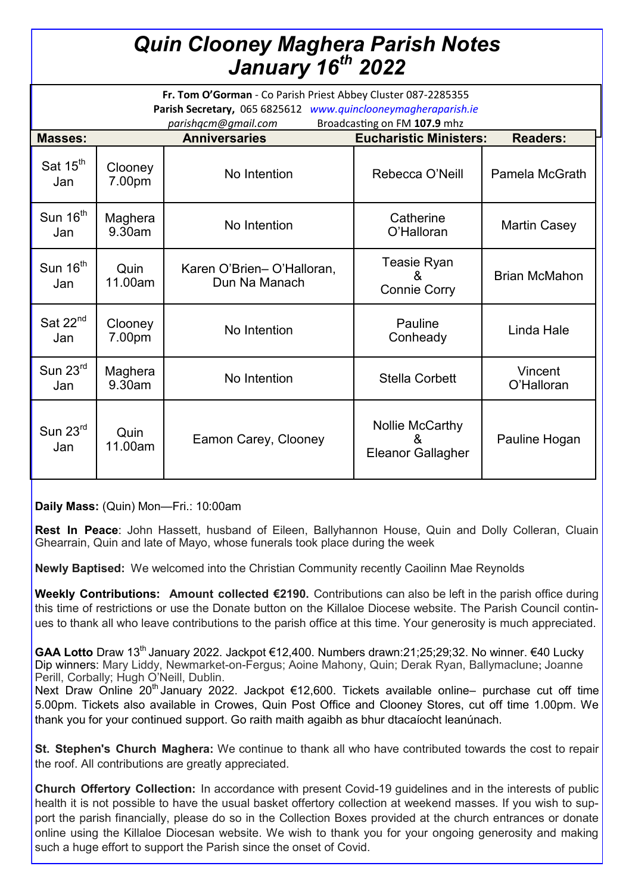# *Quin Clooney Maghera Parish Notes January 16th 2022*

**Fr. Tom O'Gorman** - Co Parish Priest Abbey Cluster 087-2285355
**Parish Secretary,** 065 6825612 *www.quinclooneymagheraparish.ie*
*parishqcm@gmail.com* Broadcasting on FM **107.9** mhz

| **Masses:** | | **Anniversaries** | **Eucharistic Ministers:** | **Readers:** |
|---|---|---|---|---|
| Sat 15th Jan | Clooney 7.00pm | No Intention | Rebecca O'Neill | Pamela McGrath |
| Sun 16th Jan | Maghera 9.30am | No Intention | Catherine O'Halloran | Martin Casey |
| Sun 16th Jan | Quin 11.00am | Karen O'Brien– O'Halloran, Dun Na Manach | Teasie Ryan & Connie Corry | Brian McMahon |
| Sat 22nd Jan | Clooney 7.00pm | No Intention | Pauline Conheady | Linda Hale |
| Sun 23rd Jan | Maghera 9.30am | No Intention | Stella Corbett | Vincent O'Halloran |
| Sun 23rd Jan | Quin 11.00am | Eamon Carey, Clooney | Nollie McCarthy & Eleanor Gallagher | Pauline Hogan |

**Daily Mass:** (Quin) Mon—Fri.: 10:00am

**Rest In Peace**: John Hassett, husband of Eileen, Ballyhannon House, Quin and Dolly Colleran, Cluain Ghearrain, Quin and late of Mayo, whose funerals took place during the week

**Newly Baptised:** We welcomed into the Christian Community recently Caoilinn Mae Reynolds

**Weekly Contributions: Amount collected €2190.** Contributions can also be left in the parish office during this time of restrictions or use the Donate button on the Killaloe Diocese website. The Parish Council continues to thank all who leave contributions to the parish office at this time. Your generosity is much appreciated.

**GAA Lotto** Draw 13th January 2022. Jackpot €12,400. Numbers drawn:21;25;29;32. No winner. €40 Lucky Dip winners: Mary Liddy, Newmarket-on-Fergus; Aoine Mahony, Quin; Derak Ryan, Ballymaclune; Joanne Perill, Corbally; Hugh O'Neill, Dublin.
Next Draw Online 20th January 2022. Jackpot €12,600. Tickets available online– purchase cut off time 5.00pm. Tickets also available in Crowes, Quin Post Office and Clooney Stores, cut off time 1.00pm. We thank you for your continued support. Go raith maith agaibh as bhur dtacaíocht leanúnach.

**St. Stephen's Church Maghera:** We continue to thank all who have contributed towards the cost to repair the roof. All contributions are greatly appreciated.

**Church Offertory Collection:** In accordance with present Covid-19 guidelines and in the interests of public health it is not possible to have the usual basket offertory collection at weekend masses. If you wish to support the parish financially, please do so in the Collection Boxes provided at the church entrances or donate online using the Killaloe Diocesan website. We wish to thank you for your ongoing generosity and making such a huge effort to support the Parish since the onset of Covid.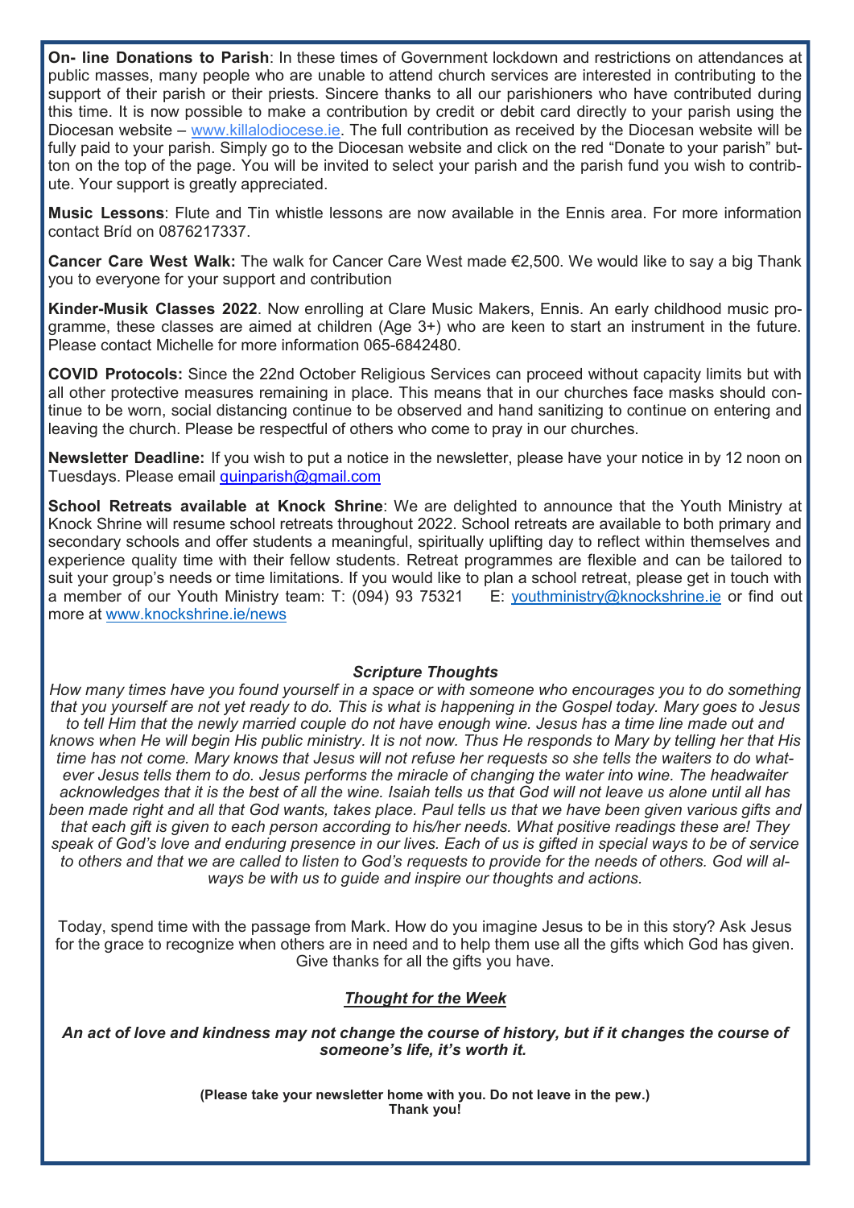**On- line Donations to Parish**: In these times of Government lockdown and restrictions on attendances at public masses, many people who are unable to attend church services are interested in contributing to the support of their parish or their priests. Sincere thanks to all our parishioners who have contributed during this time. It is now possible to make a contribution by credit or debit card directly to your parish using the Diocesan website – www.killalodiocese.ie. The full contribution as received by the Diocesan website will be fully paid to your parish. Simply go to the Diocesan website and click on the red "Donate to your parish" button on the top of the page. You will be invited to select your parish and the parish fund you wish to contribute. Your support is greatly appreciated.

**Music Lessons**: Flute and Tin whistle lessons are now available in the Ennis area. For more information contact Bríd on 0876217337.

**Cancer Care West Walk:** The walk for Cancer Care West made €2,500. We would like to say a big Thank you to everyone for your support and contribution

**Kinder-Musik Classes 2022**. Now enrolling at Clare Music Makers, Ennis. An early childhood music programme, these classes are aimed at children (Age 3+) who are keen to start an instrument in the future. Please contact Michelle for more information 065-6842480.

**COVID Protocols:** Since the 22nd October Religious Services can proceed without capacity limits but with all other protective measures remaining in place. This means that in our churches face masks should continue to be worn, social distancing continue to be observed and hand sanitizing to continue on entering and leaving the church. Please be respectful of others who come to pray in our churches.

**Newsletter Deadline:** If you wish to put a notice in the newsletter, please have your notice in by 12 noon on Tuesdays. Please email quinparish@gmail.com

**School Retreats available at Knock Shrine**: We are delighted to announce that the Youth Ministry at Knock Shrine will resume school retreats throughout 2022. School retreats are available to both primary and secondary schools and offer students a meaningful, spiritually uplifting day to reflect within themselves and experience quality time with their fellow students. Retreat programmes are flexible and can be tailored to suit your group's needs or time limitations. If you would like to plan a school retreat, please get in touch with a member of our Youth Ministry team: T: (094) 93 75321 E: youthministry@knockshrine.ie or find out more at www.knockshrine.ie/news

***Scripture Thoughts***

*How many times have you found yourself in a space or with someone who encourages you to do something that you yourself are not yet ready to do. This is what is happening in the Gospel today. Mary goes to Jesus to tell Him that the newly married couple do not have enough wine. Jesus has a time line made out and knows when He will begin His public ministry. It is not now. Thus He responds to Mary by telling her that His time has not come. Mary knows that Jesus will not refuse her requests so she tells the waiters to do whatever Jesus tells them to do. Jesus performs the miracle of changing the water into wine. The headwaiter acknowledges that it is the best of all the wine. Isaiah tells us that God will not leave us alone until all has been made right and all that God wants, takes place. Paul tells us that we have been given various gifts and that each gift is given to each person according to his/her needs. What positive readings these are! They speak of God's love and enduring presence in our lives. Each of us is gifted in special ways to be of service to others and that we are called to listen to God's requests to provide for the needs of others. God will always be with us to guide and inspire our thoughts and actions.*

Today, spend time with the passage from Mark. How do you imagine Jesus to be in this story? Ask Jesus for the grace to recognize when others are in need and to help them use all the gifts which God has given. Give thanks for all the gifts you have.

***Thought for the Week***

***An act of love and kindness may not change the course of history, but if it changes the course of someone's life, it's worth it.***

**(Please take your newsletter home with you. Do not leave in the pew.)**
**Thank you!**